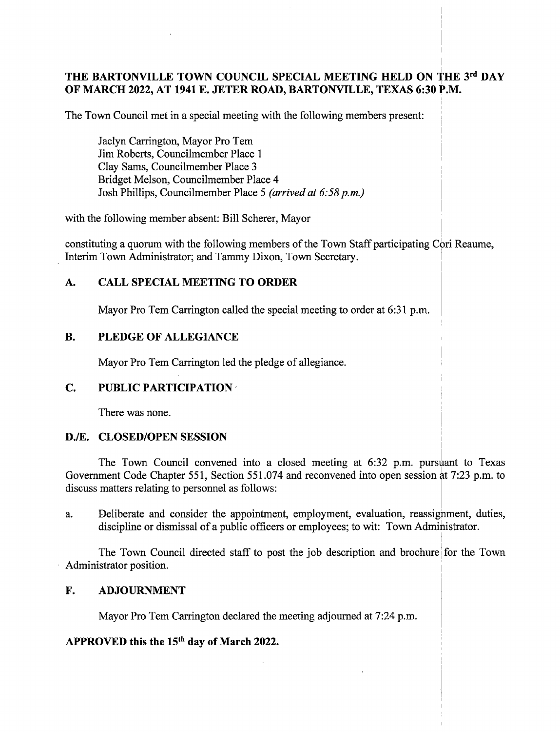**THE BARTONVILLE TOWN COUNCIL SPECIAL MEETING HELD ON THE 3rd DAY OF MARCH 2022, AT 1941 E. JETER ROAD, BARTONVILLE, TEXAS 6:30 P.M.**

The Town Council met in a special meeting with the following members present:

Jaclyn Carrington, Mayor Pro Tem
Jim Roberts, Councilmember Place 1
Clay Sams, Councilmember Place 3
Bridget Melson, Councilmember Place 4
Josh Phillips, Councilmember Place 5 *(arrived at 6:58 p.m.)*

with the following member absent: Bill Scherer, Mayor

constituting a quorum with the following members of the Town Staff participating Cori Reaume, Interim Town Administrator; and Tammy Dixon, Town Secretary.

## A. CALL SPECIAL MEETING TO ORDER

Mayor Pro Tem Carrington called the special meeting to order at 6:31 p.m.

## B. PLEDGE OF ALLEGIANCE

Mayor Pro Tem Carrington led the pledge of allegiance.

## C. PUBLIC PARTICIPATION

There was none.

## D./E. CLOSED/OPEN SESSION

The Town Council convened into a closed meeting at 6:32 p.m. pursuant to Texas Government Code Chapter 551, Section 551.074 and reconvened into open session at 7:23 p.m. to discuss matters relating to personnel as follows:

a. Deliberate and consider the appointment, employment, evaluation, reassignment, duties, discipline or dismissal of a public officers or employees; to wit: Town Administrator.

The Town Council directed staff to post the job description and brochure for the Town Administrator position.

## F. ADJOURNMENT

Mayor Pro Tem Carrington declared the meeting adjourned at 7:24 p.m.

**APPROVED this the 15th day of March 2022.**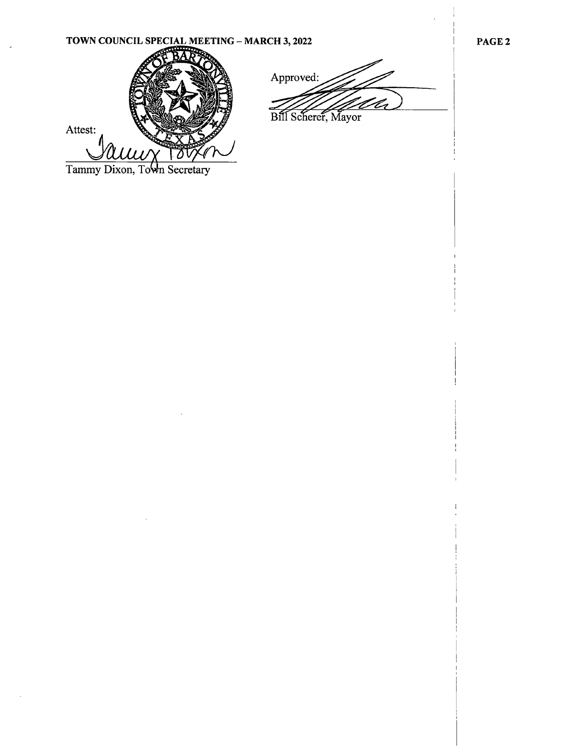Approved:

Bill Scherer, Mayor

Attest:

Tammy Dixon, Town Secretary